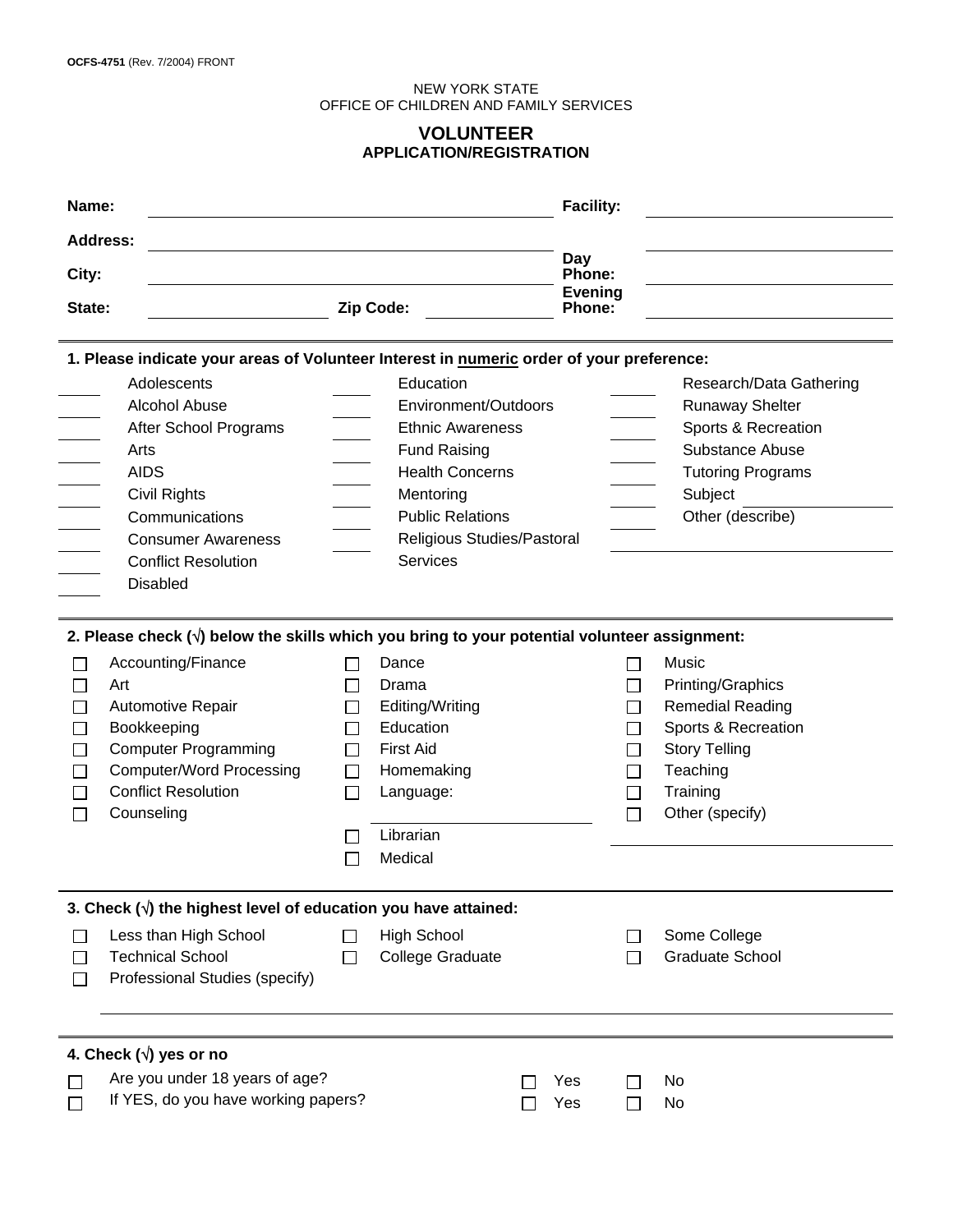OCFS-4751 (Rev. 7/2004) FRONT

NEW YORK STATE
OFFICE OF CHILDREN AND FAMILY SERVICES

# VOLUNTEER
## APPLICATION/REGISTRATION

**Name:** ____________________ **Facility:** ____________________

**Address:** ____________________ ____________________

**City:** ____________________ **Day Phone:** ____________________

**State:** ________ **Zip Code:** ________ **Evening Phone:** ____________________

---

**1. Please indicate your areas of Volunteer Interest in numeric order of your preference:**

| | | |
|---|---|---|
| ____ Adolescents | ____ Education | ____ Research/Data Gathering |
| ____ Alcohol Abuse | ____ Environment/Outdoors | ____ Runaway Shelter |
| ____ After School Programs | ____ Ethnic Awareness | ____ Sports & Recreation |
| ____ Arts | ____ Fund Raising | ____ Substance Abuse |
| ____ AIDS | ____ Health Concerns | ____ Tutoring Programs |
| ____ Civil Rights | ____ Mentoring | ____ Subject ________ |
| ____ Communications | ____ Public Relations | ____ Other (describe) |
| ____ Consumer Awareness | ____ Religious Studies/Pastoral Services | ____________________ |
| ____ Conflict Resolution | | |
| ____ Disabled | | |

---

**2. Please check (√) below the skills which you bring to your potential volunteer assignment:**

| | | |
|---|---|---|
| ☐ Accounting/Finance | ☐ Dance | ☐ Music |
| ☐ Art | ☐ Drama | ☐ Printing/Graphics |
| ☐ Automotive Repair | ☐ Editing/Writing | ☐ Remedial Reading |
| ☐ Bookkeeping | ☐ Education | ☐ Sports & Recreation |
| ☐ Computer Programming | ☐ First Aid | ☐ Story Telling |
| ☐ Computer/Word Processing | ☐ Homemaking | ☐ Teaching |
| ☐ Conflict Resolution | ☐ Language: ____________ | ☐ Training |
| ☐ Counseling | ☐ Librarian | ☐ Other (specify) ____________ |
| | ☐ Medical | |

---

**3. Check (√) the highest level of education you have attained:**

| | | |
|---|---|---|
| ☐ Less than High School | ☐ High School | ☐ Some College |
| ☐ Technical School | ☐ College Graduate | ☐ Graduate School |
| ☐ Professional Studies (specify) | | |

____________________________________________

---

**4. Check (√) yes or no**

| | | |
|---|---|---|
| ☐ Are you under 18 years of age? | ☐ Yes | ☐ No |
| ☐ If YES, do you have working papers? | ☐ Yes | ☐ No |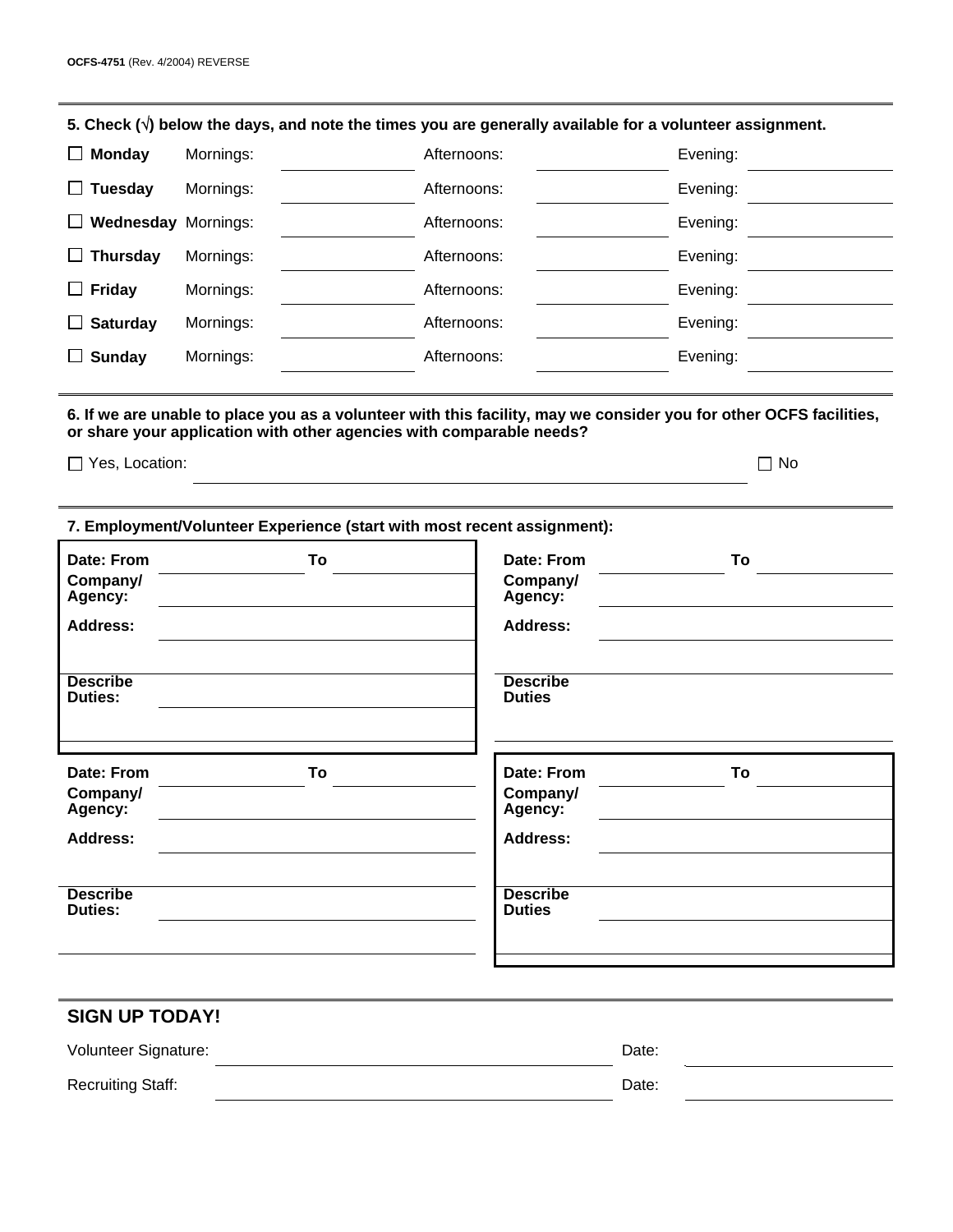OCFS-4751 (Rev. 4/2004) REVERSE

**5. Check (√) below the days, and note the times you are generally available for a volunteer assignment.**

| Day | Mornings: | Afternoons: | Evening: |
|---|---|---|---|
| ☐ **Monday** | | | |
| ☐ **Tuesday** | | | |
| ☐ **Wednesday** | | | |
| ☐ **Thursday** | | | |
| ☐ **Friday** | | | |
| ☐ **Saturday** | | | |
| ☐ **Sunday** | | | |

**6. If we are unable to place you as a volunteer with this facility, may we consider you for other OCFS facilities, or share your application with other agencies with comparable needs?**

☐ Yes, Location: ______________________________ ☐ No

**7. Employment/Volunteer Experience (start with most recent assignment):**

| | |
|---|---|
| **Date: From** ________ **To** ________ | **Date: From** ________ **To** ________ |
| **Company/ Agency:** | **Company/ Agency:** |
| **Address:** | **Address:** |
| **Describe Duties:** | **Describe Duties** |
| **Date: From** ________ **To** ________ | **Date: From** ________ **To** ________ |
| **Company/ Agency:** | **Company/ Agency:** |
| **Address:** | **Address:** |
| **Describe Duties:** | **Describe Duties** |

## SIGN UP TODAY!

Volunteer Signature: ______________________________ Date: ____________

Recruiting Staff: ______________________________ Date: ____________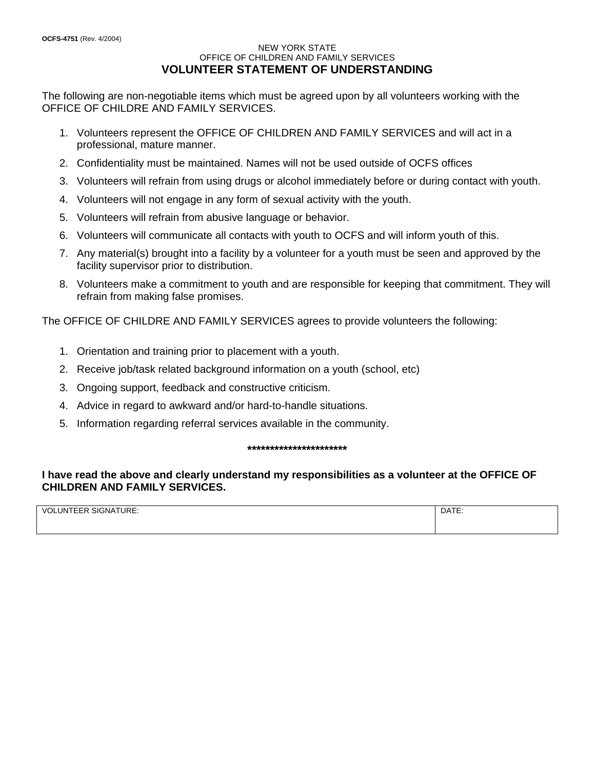**OCFS-4751** (Rev. 4/2004)

NEW YORK STATE
OFFICE OF CHILDREN AND FAMILY SERVICES

# VOLUNTEER STATEMENT OF UNDERSTANDING

The following are non-negotiable items which must be agreed upon by all volunteers working with the OFFICE OF CHILDRE AND FAMILY SERVICES.

1. Volunteers represent the OFFICE OF CHILDREN AND FAMILY SERVICES and will act in a professional, mature manner.
2. Confidentiality must be maintained. Names will not be used outside of OCFS offices
3. Volunteers will refrain from using drugs or alcohol immediately before or during contact with youth.
4. Volunteers will not engage in any form of sexual activity with the youth.
5. Volunteers will refrain from abusive language or behavior.
6. Volunteers will communicate all contacts with youth to OCFS and will inform youth of this.
7. Any material(s) brought into a facility by a volunteer for a youth must be seen and approved by the facility supervisor prior to distribution.
8. Volunteers make a commitment to youth and are responsible for keeping that commitment. They will refrain from making false promises.

The OFFICE OF CHILDRE AND FAMILY SERVICES agrees to provide volunteers the following:

1. Orientation and training prior to placement with a youth.
2. Receive job/task related background information on a youth (school, etc)
3. Ongoing support, feedback and constructive criticism.
4. Advice in regard to awkward and/or hard-to-handle situations.
5. Information regarding referral services available in the community.

**\*\*\*\*\*\*\*\*\*\*\*\*\*\*\*\*\*\*\*\*\*\***

**I have read the above and clearly understand my responsibilities as a volunteer at the OFFICE OF CHILDREN AND FAMILY SERVICES.**

| VOLUNTEER SIGNATURE: | DATE: |
|---|---|
| | |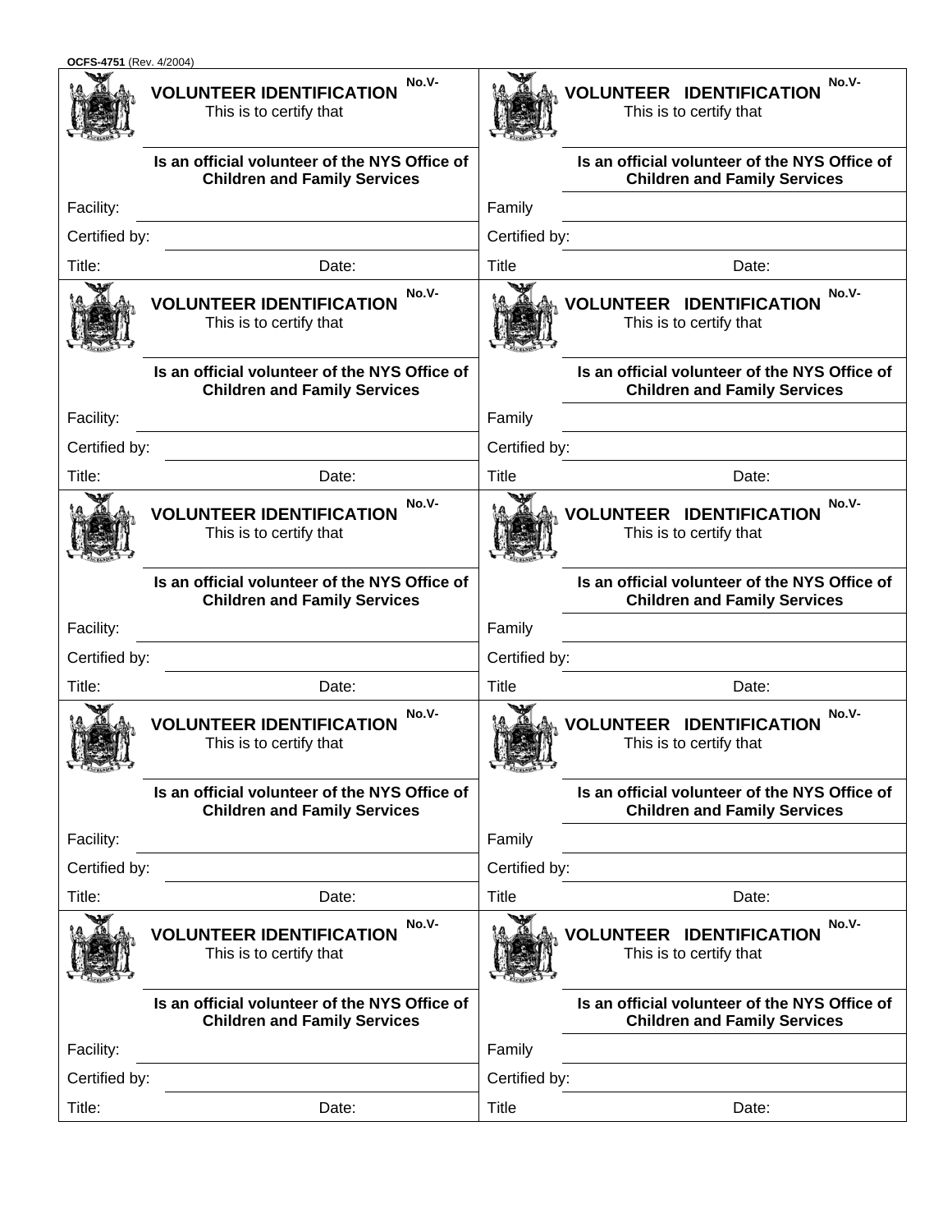OCFS-4751 (Rev. 4/2004)

**VOLUNTEER IDENTIFICATION** **No.V-**

This is to certify that

**Is an official volunteer of the NYS Office of Children and Family Services**

Facility:

Certified by:

Title: Date:

**VOLUNTEER IDENTIFICATION** **No.V-**

This is to certify that

**Is an official volunteer of the NYS Office of Children and Family Services**

Family

Certified by:

Title Date:

**VOLUNTEER IDENTIFICATION** **No.V-**

This is to certify that

**Is an official volunteer of the NYS Office of Children and Family Services**

Facility:

Certified by:

Title: Date:

**VOLUNTEER IDENTIFICATION** **No.V-**

This is to certify that

**Is an official volunteer of the NYS Office of Children and Family Services**

Family

Certified by:

Title Date:

**VOLUNTEER IDENTIFICATION** **No.V-**

This is to certify that

**Is an official volunteer of the NYS Office of Children and Family Services**

Facility:

Certified by:

Title: Date:

**VOLUNTEER IDENTIFICATION** **No.V-**

This is to certify that

**Is an official volunteer of the NYS Office of Children and Family Services**

Family

Certified by:

Title Date:

**VOLUNTEER IDENTIFICATION** **No.V-**

This is to certify that

**Is an official volunteer of the NYS Office of Children and Family Services**

Facility:

Certified by:

Title: Date:

**VOLUNTEER IDENTIFICATION** **No.V-**

This is to certify that

**Is an official volunteer of the NYS Office of Children and Family Services**

Family

Certified by:

Title Date:

**VOLUNTEER IDENTIFICATION** **No.V-**

This is to certify that

**Is an official volunteer of the NYS Office of Children and Family Services**

Facility:

Certified by:

Title: Date:

**VOLUNTEER IDENTIFICATION** **No.V-**

This is to certify that

**Is an official volunteer of the NYS Office of Children and Family Services**

Family

Certified by:

Title Date: